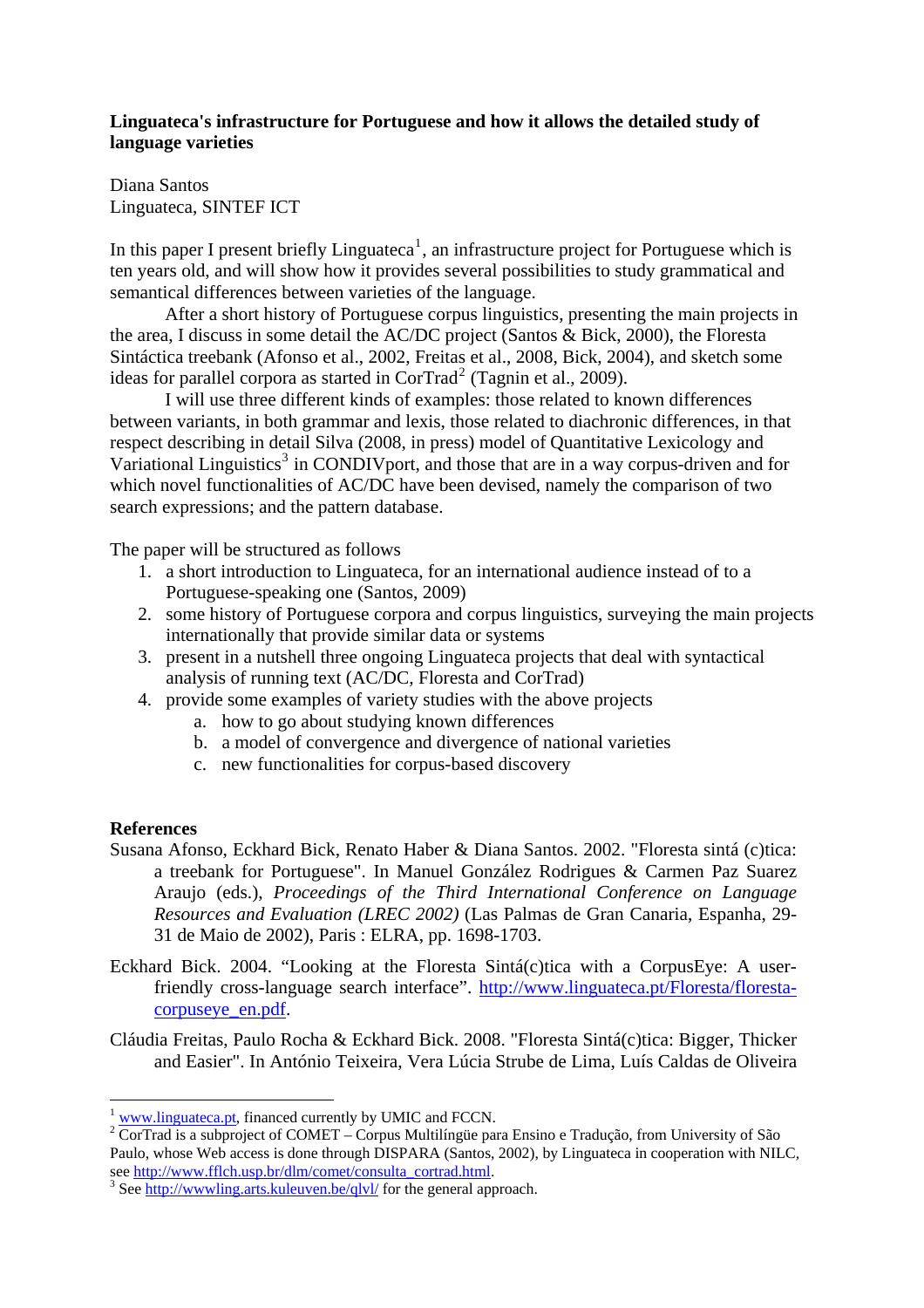**Linguateca's infrastructure for Portuguese and how it allows the detailed study of language varieties**

Diana Santos
Linguateca, SINTEF ICT

In this paper I present briefly Linguateca[1], an infrastructure project for Portuguese which is ten years old, and will show how it provides several possibilities to study grammatical and semantical differences between varieties of the language.

After a short history of Portuguese corpus linguistics, presenting the main projects in the area, I discuss in some detail the AC/DC project (Santos & Bick, 2000), the Floresta Sintáctica treebank (Afonso et al., 2002, Freitas et al., 2008, Bick, 2004), and sketch some ideas for parallel corpora as started in CorTrad[2] (Tagnin et al., 2009).

I will use three different kinds of examples: those related to known differences between variants, in both grammar and lexis, those related to diachronic differences, in that respect describing in detail Silva (2008, in press) model of Quantitative Lexicology and Variational Linguistics[3] in CONDIVport, and those that are in a way corpus-driven and for which novel functionalities of AC/DC have been devised, namely the comparison of two search expressions; and the pattern database.

The paper will be structured as follows

1. a short introduction to Linguateca, for an international audience instead of to a Portuguese-speaking one (Santos, 2009)
2. some history of Portuguese corpora and corpus linguistics, surveying the main projects internationally that provide similar data or systems
3. present in a nutshell three ongoing Linguateca projects that deal with syntactical analysis of running text (AC/DC, Floresta and CorTrad)
4. provide some examples of variety studies with the above projects
   a. how to go about studying known differences
   b. a model of convergence and divergence of national varieties
   c. new functionalities for corpus-based discovery

**References**

Susana Afonso, Eckhard Bick, Renato Haber & Diana Santos. 2002. "Floresta sintá (c)tica: a treebank for Portuguese". In Manuel González Rodrigues & Carmen Paz Suarez Araujo (eds.), *Proceedings of the Third International Conference on Language Resources and Evaluation (LREC 2002)* (Las Palmas de Gran Canaria, Espanha, 29-31 de Maio de 2002), Paris : ELRA, pp. 1698-1703.

Eckhard Bick. 2004. “Looking at the Floresta Sintá(c)tica with a CorpusEye: A user-friendly cross-language search interface”. http://www.linguateca.pt/Floresta/floresta-corpuseye_en.pdf.

Cláudia Freitas, Paulo Rocha & Eckhard Bick. 2008. "Floresta Sintá(c)tica: Bigger, Thicker and Easier". In António Teixeira, Vera Lúcia Strube de Lima, Luís Caldas de Oliveira

[1] www.linguateca.pt, financed currently by UMIC and FCCN.

[2] CorTrad is a subproject of COMET – Corpus Multilíngüe para Ensino e Tradução, from University of São Paulo, whose Web access is done through DISPARA (Santos, 2002), by Linguateca in cooperation with NILC, see http://www.fflch.usp.br/dlm/comet/consulta_cortrad.html.

[3] See http://wwwling.arts.kuleuven.be/qlvl/ for the general approach.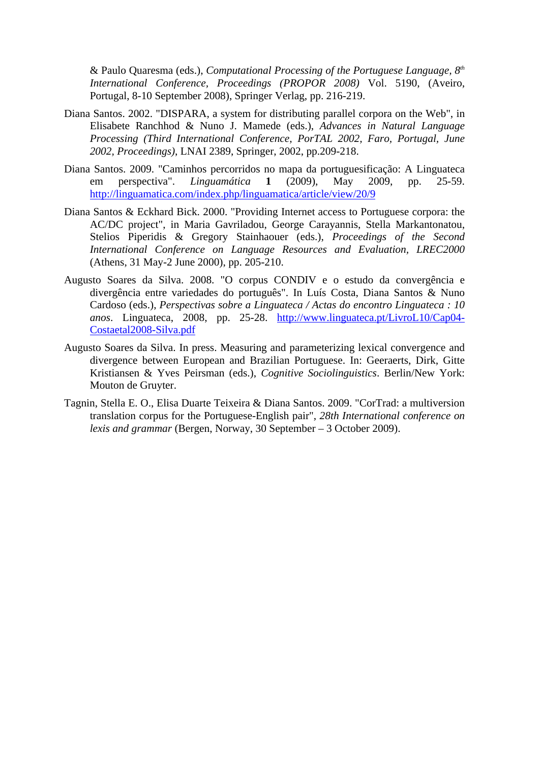& Paulo Quaresma (eds.), *Computational Processing of the Portuguese Language, 8th International Conference, Proceedings (PROPOR 2008)* Vol. 5190, (Aveiro, Portugal, 8-10 September 2008), Springer Verlag, pp. 216-219.

Diana Santos. 2002. "DISPARA, a system for distributing parallel corpora on the Web", in Elisabete Ranchhod & Nuno J. Mamede (eds.), *Advances in Natural Language Processing (Third International Conference, PorTAL 2002, Faro, Portugal, June 2002, Proceedings)*, LNAI 2389, Springer, 2002, pp.209-218.

Diana Santos. 2009. "Caminhos percorridos no mapa da portuguesificação: A Linguateca em perspectiva". *Linguamática* **1** (2009), May 2009, pp. 25-59. http://linguamatica.com/index.php/linguamatica/article/view/20/9

Diana Santos & Eckhard Bick. 2000. "Providing Internet access to Portuguese corpora: the AC/DC project", in Maria Gavriladou, George Carayannis, Stella Markantonatou, Stelios Piperidis & Gregory Stainhaouer (eds.), *Proceedings of the Second International Conference on Language Resources and Evaluation, LREC2000* (Athens, 31 May-2 June 2000), pp. 205-210.

Augusto Soares da Silva. 2008. "O corpus CONDIV e o estudo da convergência e divergência entre variedades do português". In Luís Costa, Diana Santos & Nuno Cardoso (eds.), *Perspectivas sobre a Linguateca / Actas do encontro Linguateca : 10 anos*. Linguateca, 2008, pp. 25-28. http://www.linguateca.pt/LivroL10/Cap04-Costaetal2008-Silva.pdf

Augusto Soares da Silva. In press. Measuring and parameterizing lexical convergence and divergence between European and Brazilian Portuguese. In: Geeraerts, Dirk, Gitte Kristiansen & Yves Peirsman (eds.), *Cognitive Sociolinguistics*. Berlin/New York: Mouton de Gruyter.

Tagnin, Stella E. O., Elisa Duarte Teixeira & Diana Santos. 2009. "CorTrad: a multiversion translation corpus for the Portuguese-English pair", *28th International conference on lexis and grammar* (Bergen, Norway, 30 September – 3 October 2009).